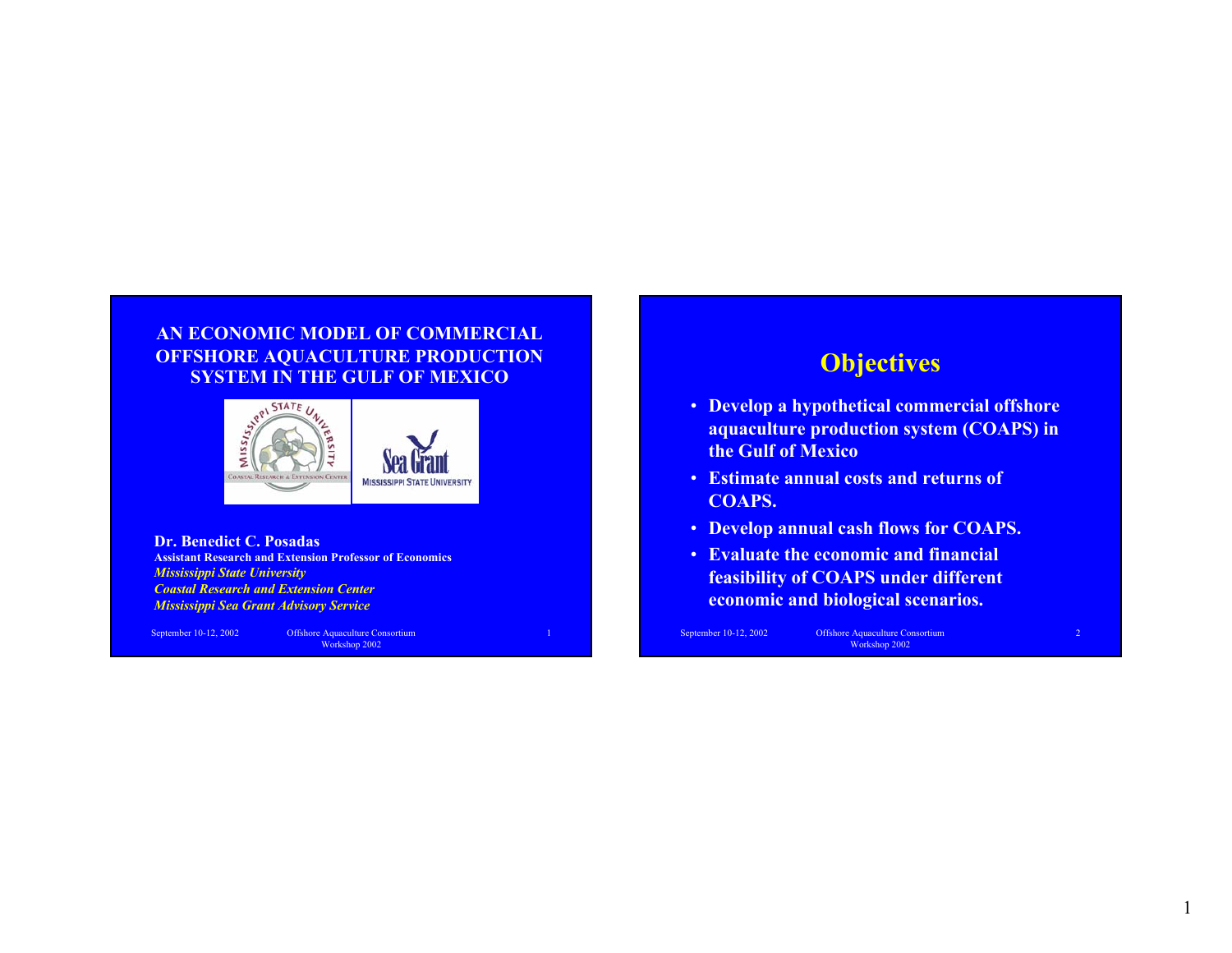# AN ECONOMIC MODEL OF COMMERCIAL OFFSHORE AQUACULTURE PRODUCTION SYSTEM IN THE GULF OF MEXICO

**Dr. Benedict C. Posadas**
**Assistant Research and Extension Professor of Economics**
***Mississippi State University***
***Coastal Research and Extension Center***
***Mississippi Sea Grant Advisory Service***

## Objectives

- **Develop a hypothetical commercial offshore aquaculture production system (COAPS) in the Gulf of Mexico**
- **Estimate annual costs and returns of COAPS.**
- **Develop annual cash flows for COAPS.**
- **Evaluate the economic and financial feasibility of COAPS under different economic and biological scenarios.**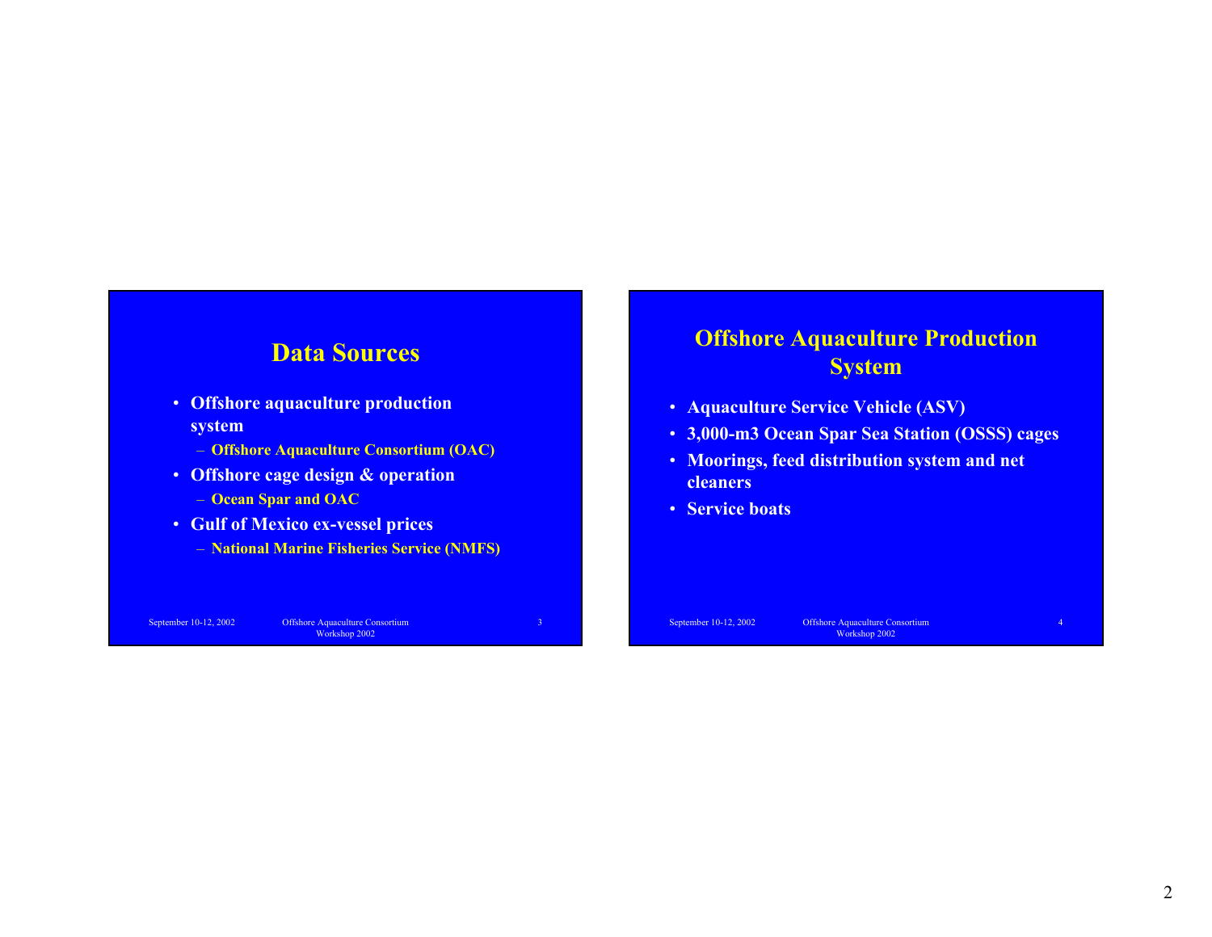## Data Sources

- Offshore aquaculture production system
  - Offshore Aquaculture Consortium (OAC)
- Offshore cage design & operation
  - Ocean Spar and OAC
- Gulf of Mexico ex-vessel prices
  - National Marine Fisheries Service (NMFS)

## Offshore Aquaculture Production System

- Aquaculture Service Vehicle (ASV)
- 3,000-m3 Ocean Spar Sea Station (OSSS) cages
- Moorings, feed distribution system and net cleaners
- Service boats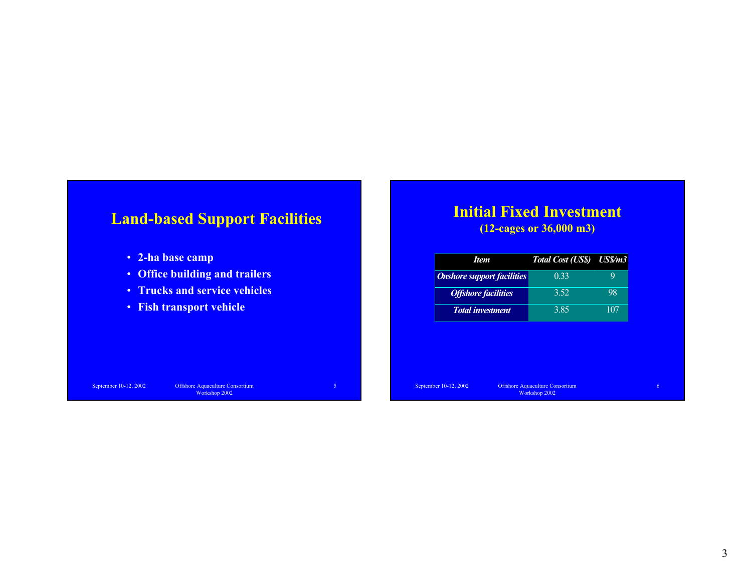## Land-based Support Facilities

- **2-ha base camp**
- **Office building and trailers**
- **Trucks and service vehicles**
- **Fish transport vehicle**

## Initial Fixed Investment

**(12-cages or 36,000 m3)**

| *Item* | *Total Cost (US$)* | *US$/m3* |
|---|---|---|
| *Onshore support facilities* | 0.33 | 9 |
| *Offshore facilities* | 3.52 | 98 |
| *Total investment* | 3.85 | 107 |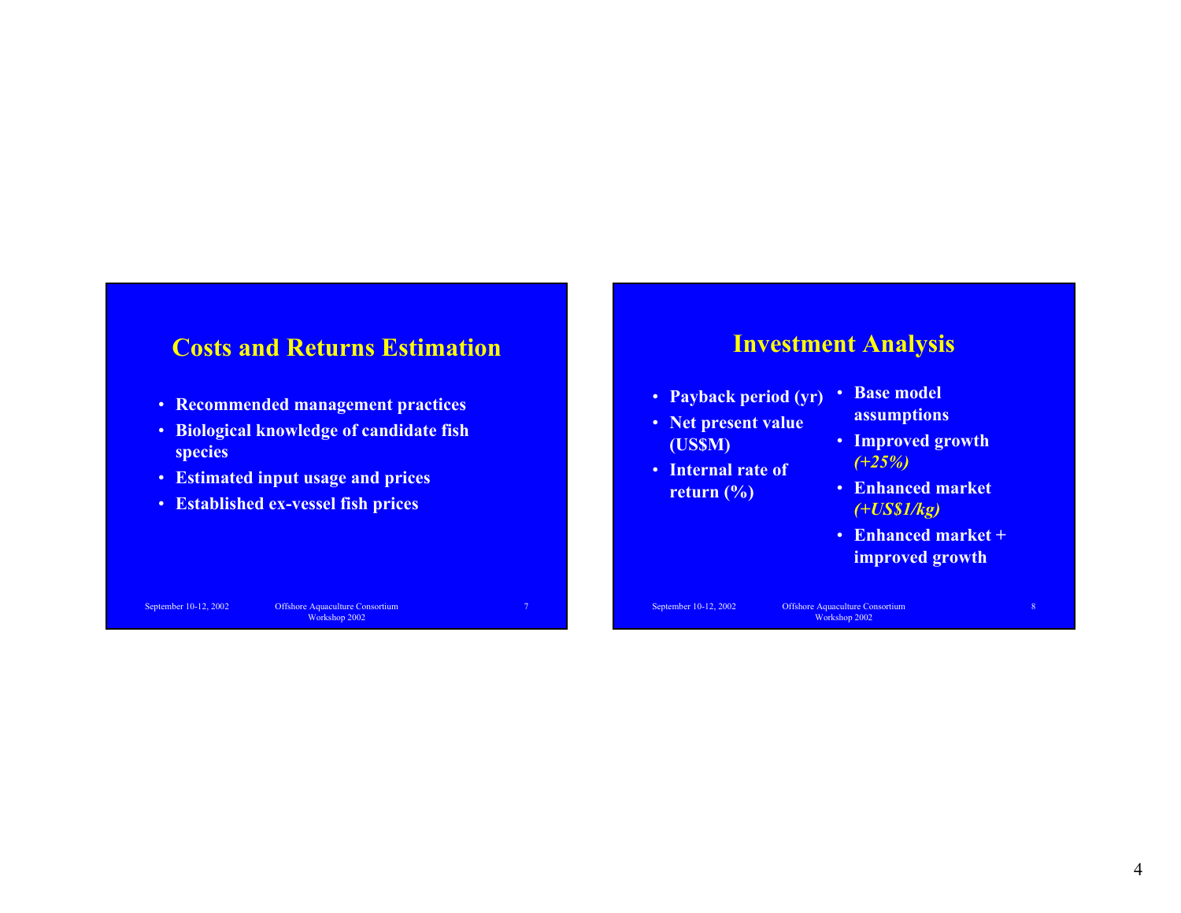## Costs and Returns Estimation

- **Recommended management practices**
- **Biological knowledge of candidate fish species**
- **Estimated input usage and prices**
- **Established ex-vessel fish prices**

## Investment Analysis

- **Payback period (yr)**
- **Net present value (US$M)**
- **Internal rate of return (%)**

- **Base model assumptions**
- **Improved growth** ***(+25%)***
- **Enhanced market** ***(+US$1/kg)***
- **Enhanced market + improved growth**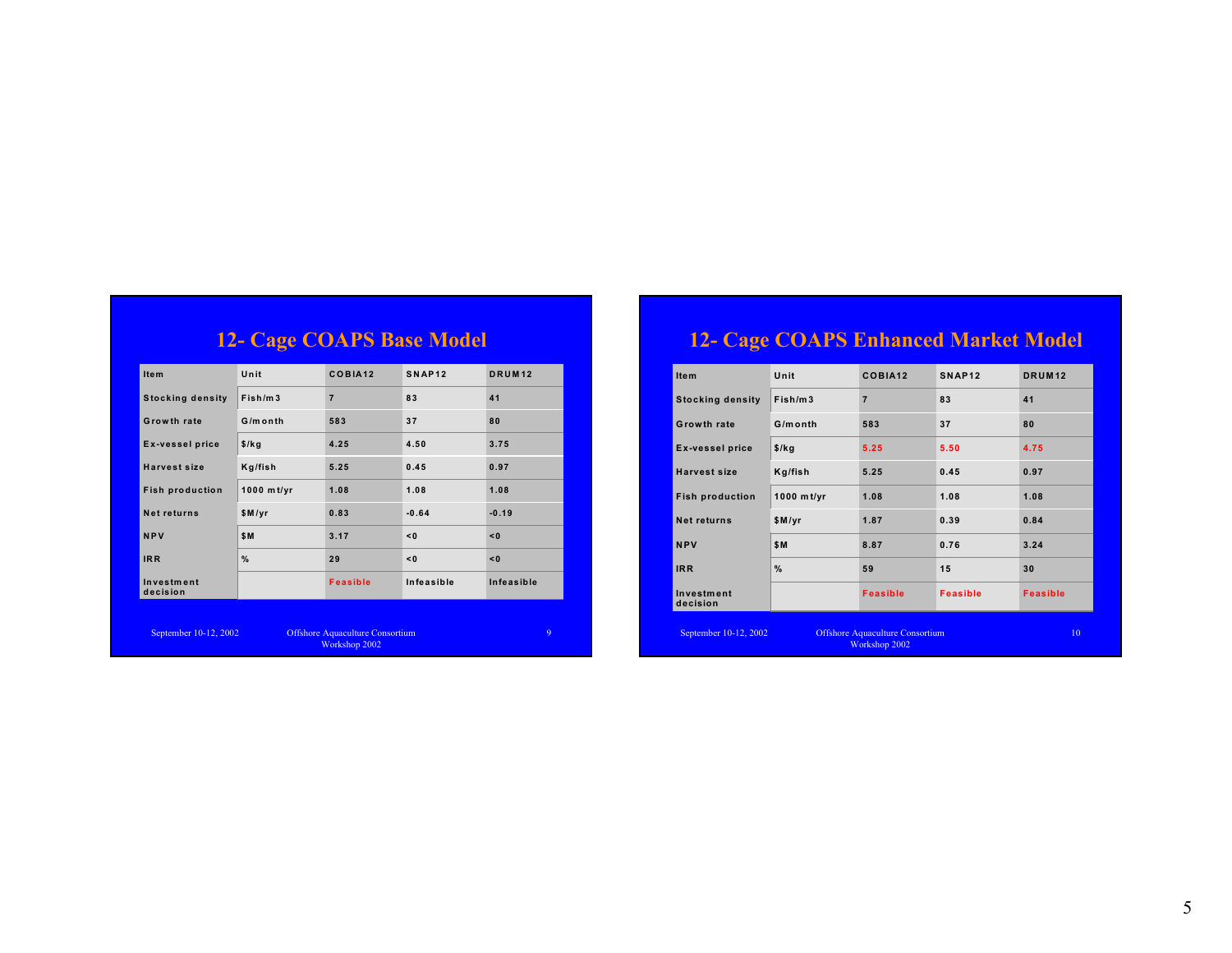## 12- Cage COAPS Base Model

| Item | Unit | COBIA12 | SNAP12 | DRUM12 |
|---|---|---|---|---|
| Stocking density | Fish/m3 | 7 | 83 | 41 |
| Growth rate | G/month | 583 | 37 | 80 |
| Ex-vessel price | $/kg | 4.25 | 4.50 | 3.75 |
| Harvest size | Kg/fish | 5.25 | 0.45 | 0.97 |
| Fish production | 1000 mt/yr | 1.08 | 1.08 | 1.08 |
| Net returns | $M/yr | 0.83 | -0.64 | -0.19 |
| NPV | $M | 3.17 | <0 | <0 |
| IRR | % | 29 | <0 | <0 |
| Investment decision | | Feasible | Infeasible | Infeasible |

## 12- Cage COAPS Enhanced Market Model

| Item | Unit | COBIA12 | SNAP12 | DRUM12 |
|---|---|---|---|---|
| Stocking density | Fish/m3 | 7 | 83 | 41 |
| Growth rate | G/month | 583 | 37 | 80 |
| Ex-vessel price | $/kg | 5.25 | 5.50 | 4.75 |
| Harvest size | Kg/fish | 5.25 | 0.45 | 0.97 |
| Fish production | 1000 mt/yr | 1.08 | 1.08 | 1.08 |
| Net returns | $M/yr | 1.87 | 0.39 | 0.84 |
| NPV | $M | 8.87 | 0.76 | 3.24 |
| IRR | % | 59 | 15 | 30 |
| Investment decision | | Feasible | Feasible | Feasible |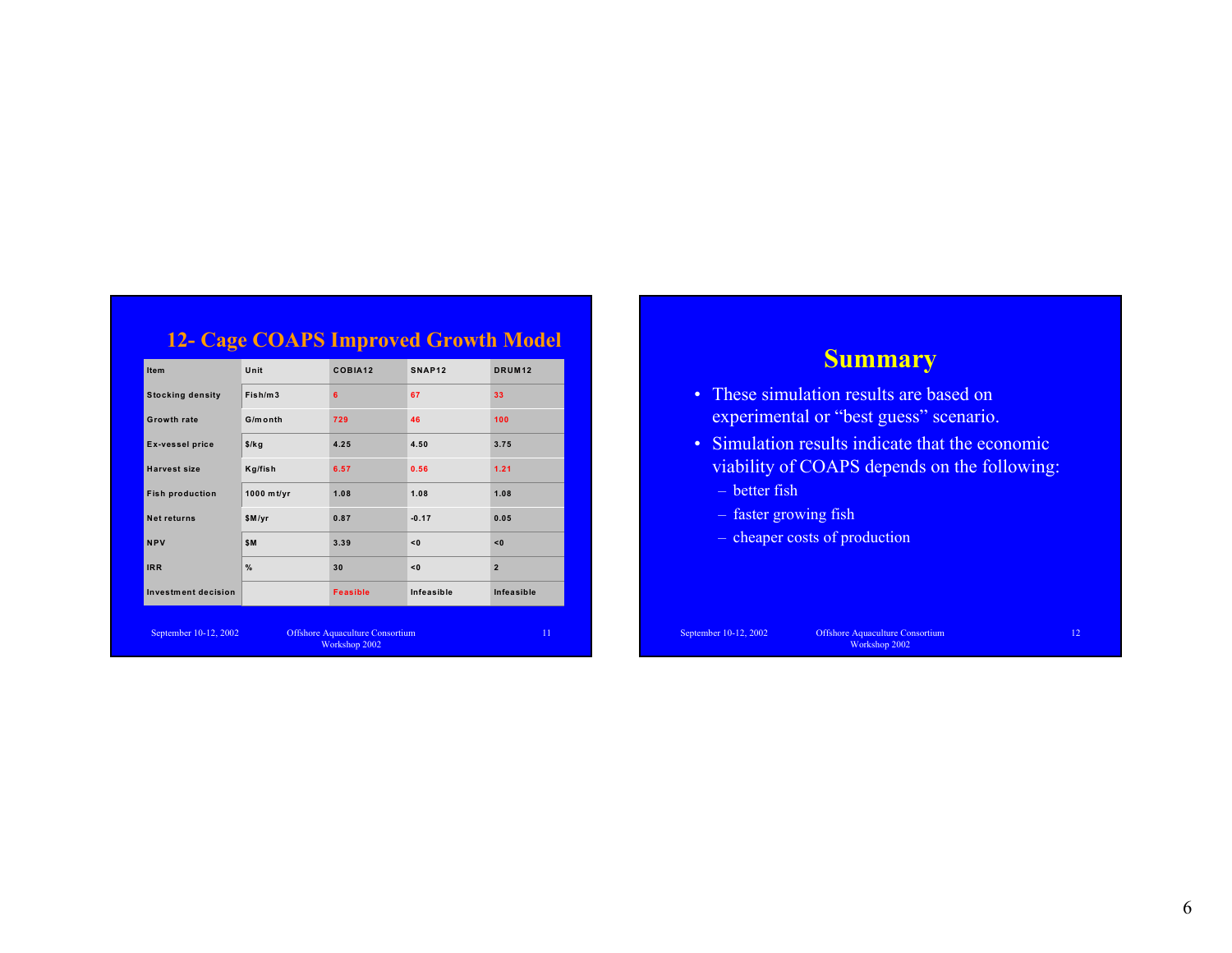## 12- Cage COAPS Improved Growth Model

| Item | Unit | COBIA12 | SNAP12 | DRUM12 |
|---|---|---|---|---|
| Stocking density | Fish/m3 | 6 | 67 | 33 |
| Growth rate | G/month | 729 | 46 | 100 |
| Ex-vessel price | $/kg | 4.25 | 4.50 | 3.75 |
| Harvest size | Kg/fish | 6.57 | 0.56 | 1.21 |
| Fish production | 1000 mt/yr | 1.08 | 1.08 | 1.08 |
| Net returns | $M/yr | 0.87 | -0.17 | 0.05 |
| NPV | $M | 3.39 | <0 | <0 |
| IRR | % | 30 | <0 | 2 |
| Investment decision | | Feasible | Infeasible | Infeasible |

## Summary

- These simulation results are based on experimental or "best guess" scenario.
- Simulation results indicate that the economic viability of COAPS depends on the following:
  - better fish
  - faster growing fish
  - cheaper costs of production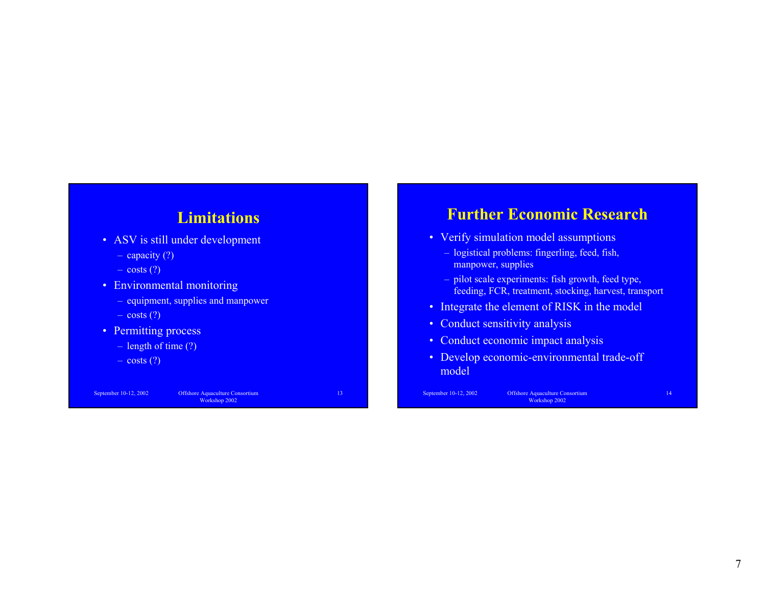## Limitations

- ASV is still under development
  - capacity (?)
  - costs (?)
- Environmental monitoring
  - equipment, supplies and manpower
  - costs (?)
- Permitting process
  - length of time (?)
  - costs (?)

## Further Economic Research

- Verify simulation model assumptions
  - logistical problems: fingerling, feed, fish, manpower, supplies
  - pilot scale experiments: fish growth, feed type, feeding, FCR, treatment, stocking, harvest, transport
- Integrate the element of RISK in the model
- Conduct sensitivity analysis
- Conduct economic impact analysis
- Develop economic-environmental trade-off model